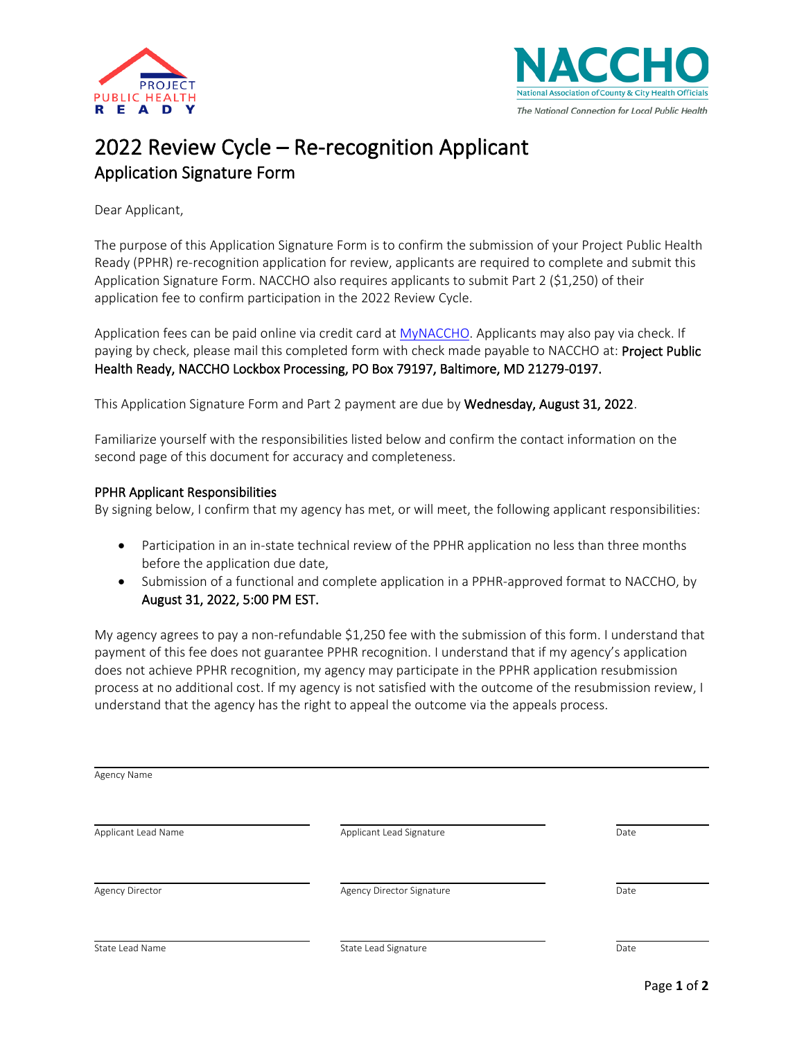# 2022 Review Cycle – Re-recognition Applicant

## Application Signature Form

Dear Applicant,

The purpose of this Application Signature Form is to confirm the submission of your Project Public Health Ready (PPHR) re-recognition application for review, applicants are required to complete and submit this Application Signature Form. NACCHO also requires applicants to submit Part 2 ($1,250) of their application fee to confirm participation in the 2022 Review Cycle.

Application fees can be paid online via credit card at MyNACCHO. Applicants may also pay via check. If paying by check, please mail this completed form with check made payable to NACCHO at: **Project Public Health Ready, NACCHO Lockbox Processing, PO Box 79197, Baltimore, MD 21279-0197.**

This Application Signature Form and Part 2 payment are due by **Wednesday, August 31, 2022**.

Familiarize yourself with the responsibilities listed below and confirm the contact information on the second page of this document for accuracy and completeness.

### PPHR Applicant Responsibilities

By signing below, I confirm that my agency has met, or will meet, the following applicant responsibilities:

- Participation in an in-state technical review of the PPHR application no less than three months before the application due date,
- Submission of a functional and complete application in a PPHR-approved format to NACCHO, by **August 31, 2022, 5:00 PM EST.**

My agency agrees to pay a non-refundable $1,250 fee with the submission of this form. I understand that payment of this fee does not guarantee PPHR recognition. I understand that if my agency's application does not achieve PPHR recognition, my agency may participate in the PPHR application resubmission process at no additional cost. If my agency is not satisfied with the outcome of the resubmission review, I understand that the agency has the right to appeal the outcome via the appeals process.

Agency Name

| Applicant Lead Name | Applicant Lead Signature | Date |
|---|---|---|
| Agency Director | Agency Director Signature | Date |
| State Lead Name | State Lead Signature | Date |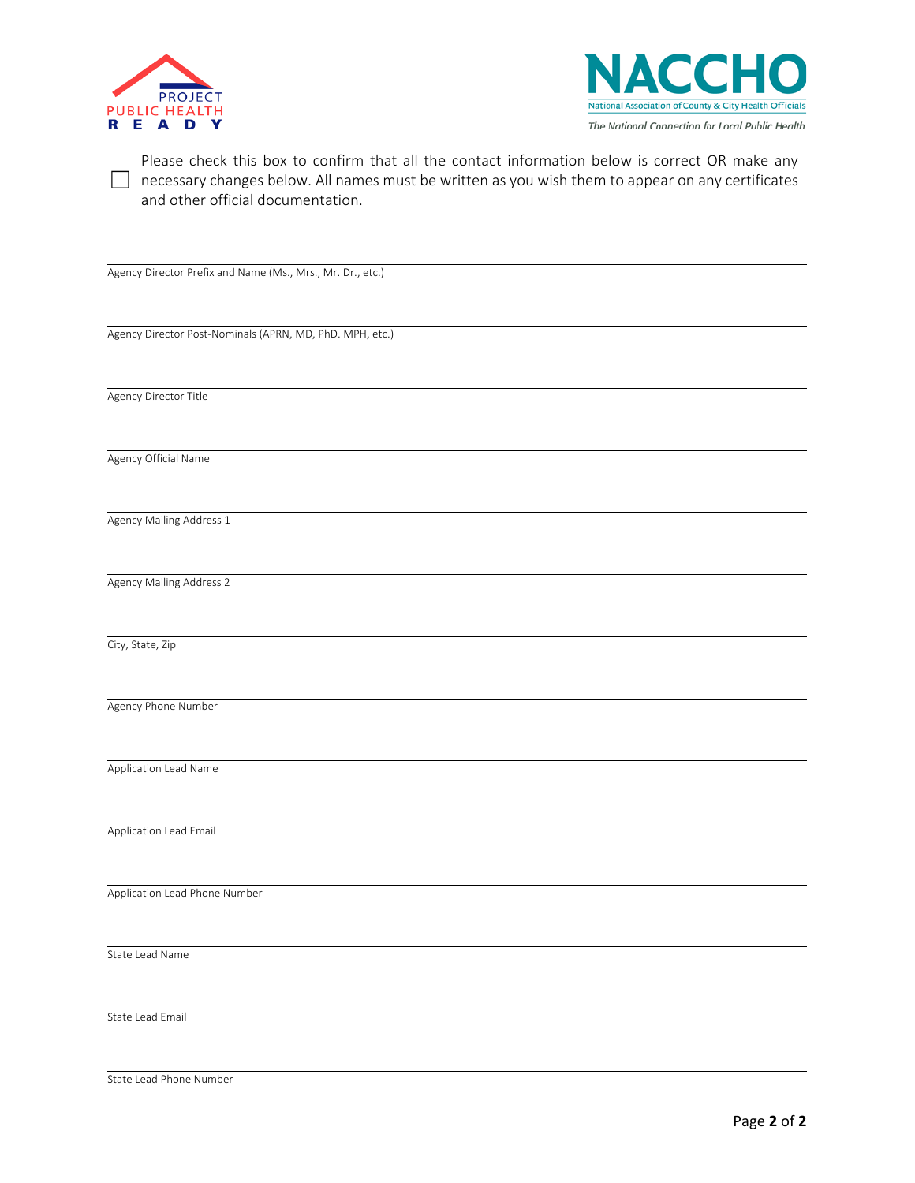PROJECT PUBLIC HEALTH READY

NACCHO
National Association of County & City Health Officials
*The National Connection for Local Public Health*

☐ Please check this box to confirm that all the contact information below is correct OR make any necessary changes below. All names must be written as you wish them to appear on any certificates and other official documentation.

\_\_\_\_\_\_\_\_\_\_\_\_\_\_\_\_\_\_\_\_\_\_\_\_\_\_\_\_\_\_\_\_\_\_\_\_\_\_\_\_
Agency Director Prefix and Name (Ms., Mrs., Mr. Dr., etc.)

\_\_\_\_\_\_\_\_\_\_\_\_\_\_\_\_\_\_\_\_\_\_\_\_\_\_\_\_\_\_\_\_\_\_\_\_\_\_\_\_
Agency Director Post-Nominals (APRN, MD, PhD. MPH, etc.)

\_\_\_\_\_\_\_\_\_\_\_\_\_\_\_\_\_\_\_\_\_\_\_\_\_\_\_\_\_\_\_\_\_\_\_\_\_\_\_\_
Agency Director Title

\_\_\_\_\_\_\_\_\_\_\_\_\_\_\_\_\_\_\_\_\_\_\_\_\_\_\_\_\_\_\_\_\_\_\_\_\_\_\_\_
Agency Official Name

\_\_\_\_\_\_\_\_\_\_\_\_\_\_\_\_\_\_\_\_\_\_\_\_\_\_\_\_\_\_\_\_\_\_\_\_\_\_\_\_
Agency Mailing Address 1

\_\_\_\_\_\_\_\_\_\_\_\_\_\_\_\_\_\_\_\_\_\_\_\_\_\_\_\_\_\_\_\_\_\_\_\_\_\_\_\_
Agency Mailing Address 2

\_\_\_\_\_\_\_\_\_\_\_\_\_\_\_\_\_\_\_\_\_\_\_\_\_\_\_\_\_\_\_\_\_\_\_\_\_\_\_\_
City, State, Zip

\_\_\_\_\_\_\_\_\_\_\_\_\_\_\_\_\_\_\_\_\_\_\_\_\_\_\_\_\_\_\_\_\_\_\_\_\_\_\_\_
Agency Phone Number

\_\_\_\_\_\_\_\_\_\_\_\_\_\_\_\_\_\_\_\_\_\_\_\_\_\_\_\_\_\_\_\_\_\_\_\_\_\_\_\_
Application Lead Name

\_\_\_\_\_\_\_\_\_\_\_\_\_\_\_\_\_\_\_\_\_\_\_\_\_\_\_\_\_\_\_\_\_\_\_\_\_\_\_\_
Application Lead Email

\_\_\_\_\_\_\_\_\_\_\_\_\_\_\_\_\_\_\_\_\_\_\_\_\_\_\_\_\_\_\_\_\_\_\_\_\_\_\_\_
Application Lead Phone Number

\_\_\_\_\_\_\_\_\_\_\_\_\_\_\_\_\_\_\_\_\_\_\_\_\_\_\_\_\_\_\_\_\_\_\_\_\_\_\_\_
State Lead Name

\_\_\_\_\_\_\_\_\_\_\_\_\_\_\_\_\_\_\_\_\_\_\_\_\_\_\_\_\_\_\_\_\_\_\_\_\_\_\_\_
State Lead Email

\_\_\_\_\_\_\_\_\_\_\_\_\_\_\_\_\_\_\_\_\_\_\_\_\_\_\_\_\_\_\_\_\_\_\_\_\_\_\_\_
State Lead Phone Number